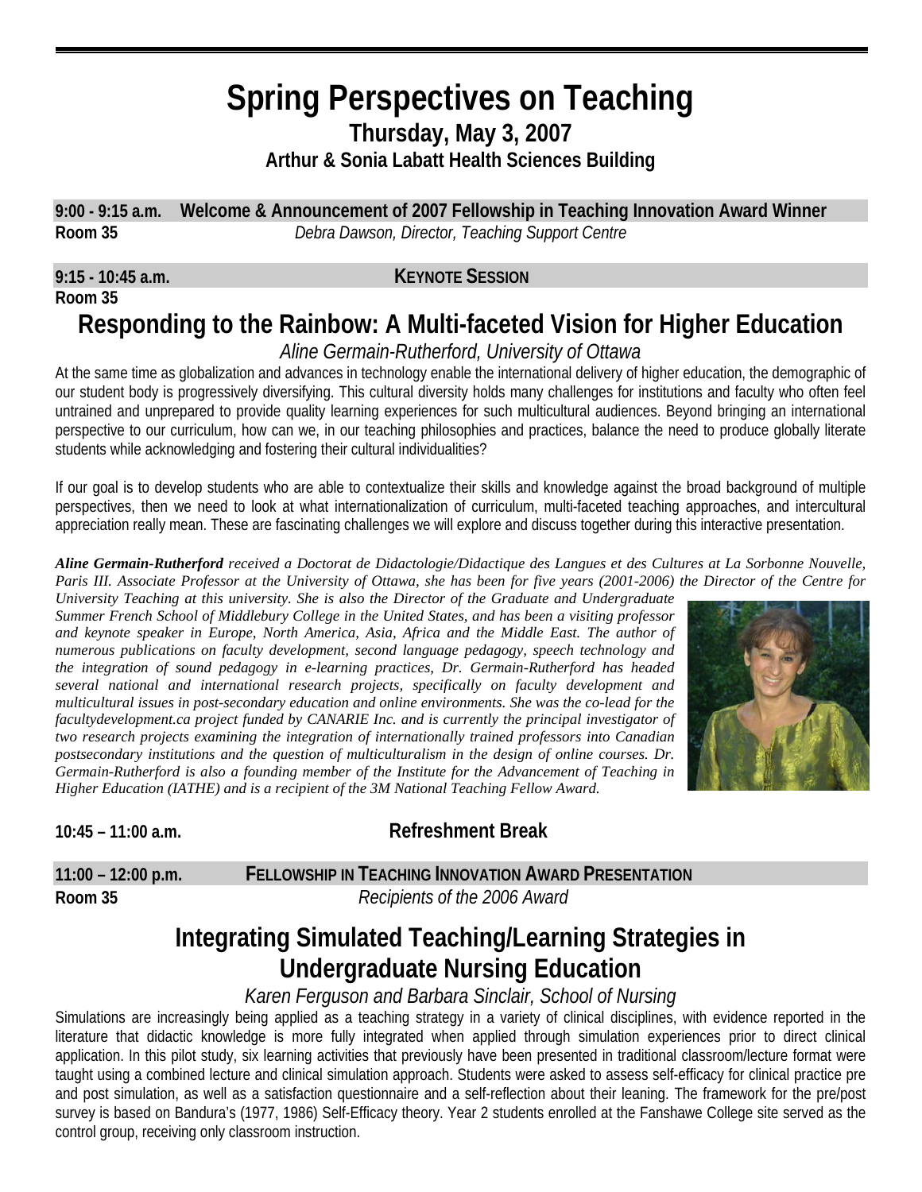# Spring Perspectives on Teaching

## Thursday, May 3, 2007

### Arthur & Sonia Labatt Health Sciences Building

**9:00 - 9:15 a.m.** **Welcome & Announcement of 2007 Fellowship in Teaching Innovation Award Winner**
**Room 35** *Debra Dawson, Director, Teaching Support Centre*

**9:15 - 10:45 a.m.** **KEYNOTE SESSION**
**Room 35**

## Responding to the Rainbow: A Multi-faceted Vision for Higher Education

*Aline Germain-Rutherford, University of Ottawa*

At the same time as globalization and advances in technology enable the international delivery of higher education, the demographic of our student body is progressively diversifying. This cultural diversity holds many challenges for institutions and faculty who often feel untrained and unprepared to provide quality learning experiences for such multicultural audiences. Beyond bringing an international perspective to our curriculum, how can we, in our teaching philosophies and practices, balance the need to produce globally literate students while acknowledging and fostering their cultural individualities?

If our goal is to develop students who are able to contextualize their skills and knowledge against the broad background of multiple perspectives, then we need to look at what internationalization of curriculum, multi-faceted teaching approaches, and intercultural appreciation really mean. These are fascinating challenges we will explore and discuss together during this interactive presentation.

***Aline Germain-Rutherford*** *received a Doctorat de Didactologie/Didactique des Langues et des Cultures at La Sorbonne Nouvelle, Paris III. Associate Professor at the University of Ottawa, she has been for five years (2001-2006) the Director of the Centre for University Teaching at this university. She is also the Director of the Graduate and Undergraduate Summer French School of Middlebury College in the United States, and has been a visiting professor and keynote speaker in Europe, North America, Asia, Africa and the Middle East. The author of numerous publications on faculty development, second language pedagogy, speech technology and the integration of sound pedagogy in e-learning practices, Dr. Germain-Rutherford has headed several national and international research projects, specifically on faculty development and multicultural issues in post-secondary education and online environments. She was the co-lead for the facultydevelopment.ca project funded by CANARIE Inc. and is currently the principal investigator of two research projects examining the integration of internationally trained professors into Canadian postsecondary institutions and the question of multiculturalism in the design of online courses. Dr. Germain-Rutherford is also a founding member of the Institute for the Advancement of Teaching in Higher Education (IATHE) and is a recipient of the 3M National Teaching Fellow Award.*

**10:45 – 11:00 a.m.** **Refreshment Break**

**11:00 – 12:00 p.m.** **FELLOWSHIP IN TEACHING INNOVATION AWARD PRESENTATION**
**Room 35** *Recipients of the 2006 Award*

## Integrating Simulated Teaching/Learning Strategies in Undergraduate Nursing Education

*Karen Ferguson and Barbara Sinclair, School of Nursing*

Simulations are increasingly being applied as a teaching strategy in a variety of clinical disciplines, with evidence reported in the literature that didactic knowledge is more fully integrated when applied through simulation experiences prior to direct clinical application. In this pilot study, six learning activities that previously have been presented in traditional classroom/lecture format were taught using a combined lecture and clinical simulation approach. Students were asked to assess self-efficacy for clinical practice pre and post simulation, as well as a satisfaction questionnaire and a self-reflection about their leaning. The framework for the pre/post survey is based on Bandura's (1977, 1986) Self-Efficacy theory. Year 2 students enrolled at the Fanshawe College site served as the control group, receiving only classroom instruction.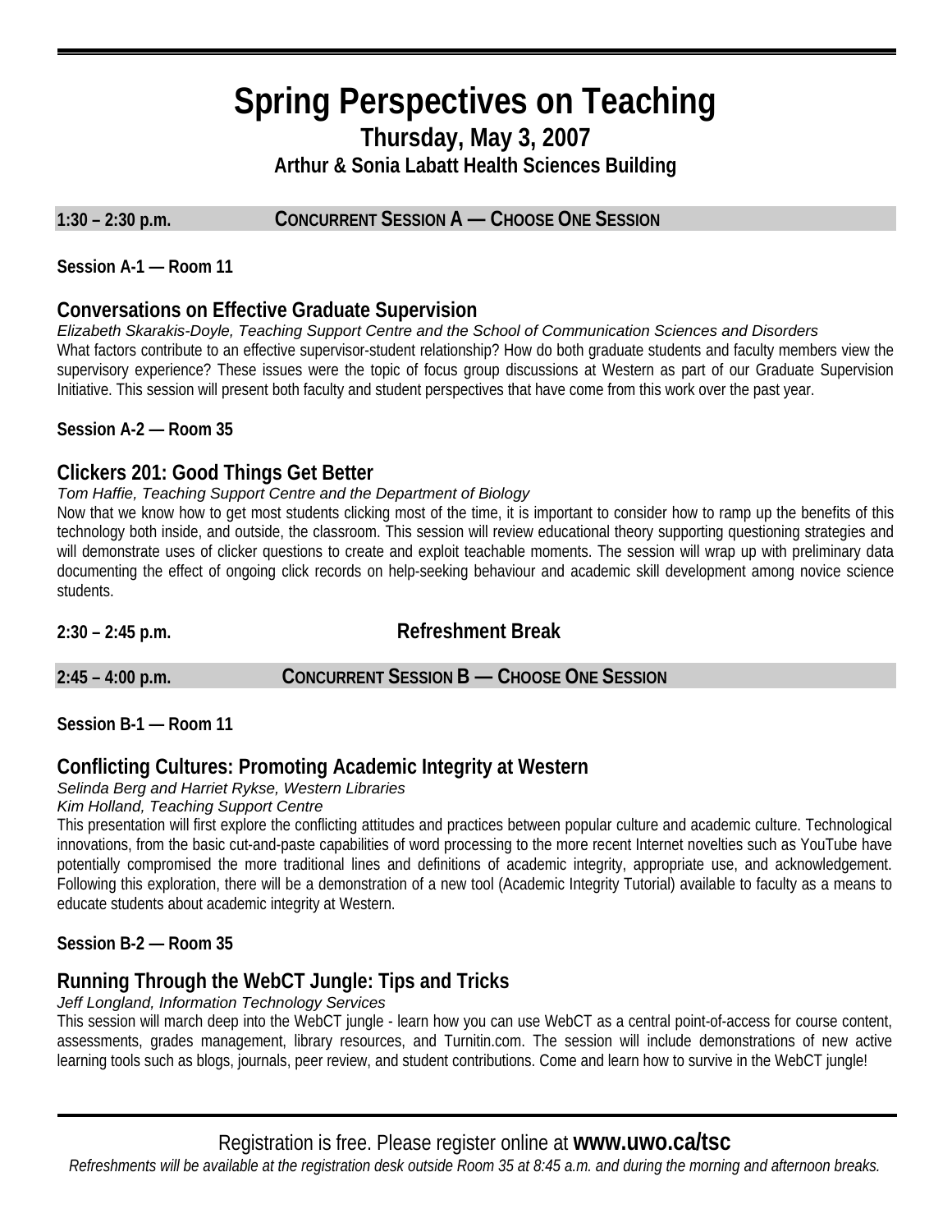# Spring Perspectives on Teaching

## Thursday, May 3, 2007

### Arthur & Sonia Labatt Health Sciences Building

**1:30 – 2:30 p.m. — CONCURRENT SESSION A — CHOOSE ONE SESSION**

**Session A-1 — Room 11**

### Conversations on Effective Graduate Supervision

*Elizabeth Skarakis-Doyle, Teaching Support Centre and the School of Communication Sciences and Disorders*

What factors contribute to an effective supervisor-student relationship? How do both graduate students and faculty members view the supervisory experience? These issues were the topic of focus group discussions at Western as part of our Graduate Supervision Initiative. This session will present both faculty and student perspectives that have come from this work over the past year.

**Session A-2 — Room 35**

### Clickers 201: Good Things Get Better

*Tom Haffie, Teaching Support Centre and the Department of Biology*

Now that we know how to get most students clicking most of the time, it is important to consider how to ramp up the benefits of this technology both inside, and outside, the classroom. This session will review educational theory supporting questioning strategies and will demonstrate uses of clicker questions to create and exploit teachable moments. The session will wrap up with preliminary data documenting the effect of ongoing click records on help-seeking behaviour and academic skill development among novice science students.

**2:30 – 2:45 p.m. — Refreshment Break**

**2:45 – 4:00 p.m. — CONCURRENT SESSION B — CHOOSE ONE SESSION**

**Session B-1 — Room 11**

### Conflicting Cultures: Promoting Academic Integrity at Western

*Selinda Berg and Harriet Rykse, Western Libraries*
*Kim Holland, Teaching Support Centre*

This presentation will first explore the conflicting attitudes and practices between popular culture and academic culture. Technological innovations, from the basic cut-and-paste capabilities of word processing to the more recent Internet novelties such as YouTube have potentially compromised the more traditional lines and definitions of academic integrity, appropriate use, and acknowledgement. Following this exploration, there will be a demonstration of a new tool (Academic Integrity Tutorial) available to faculty as a means to educate students about academic integrity at Western.

**Session B-2 — Room 35**

### Running Through the WebCT Jungle: Tips and Tricks

*Jeff Longland, Information Technology Services*

This session will march deep into the WebCT jungle - learn how you can use WebCT as a central point-of-access for course content, assessments, grades management, library resources, and Turnitin.com. The session will include demonstrations of new active learning tools such as blogs, journals, peer review, and student contributions. Come and learn how to survive in the WebCT jungle!

---

Registration is free. Please register online at **www.uwo.ca/tsc**

*Refreshments will be available at the registration desk outside Room 35 at 8:45 a.m. and during the morning and afternoon breaks.*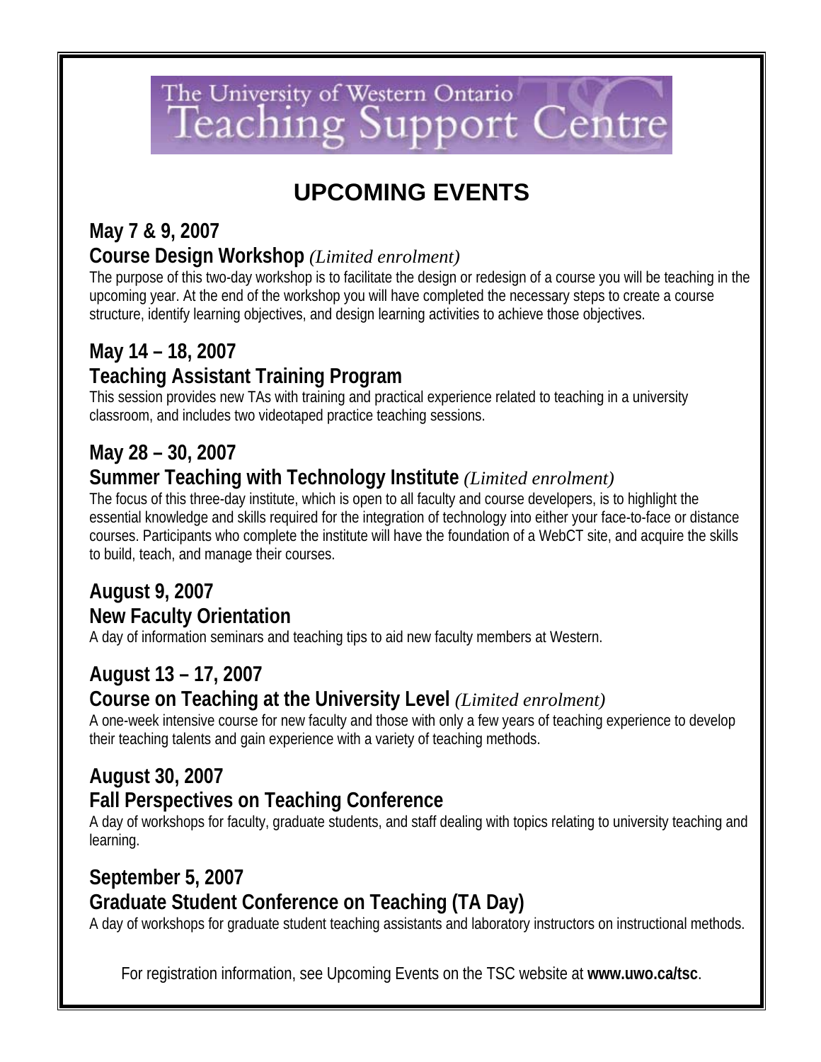The University of Western Ontario

Teaching Support Centre

# UPCOMING EVENTS

## May 7 & 9, 2007

## Course Design Workshop *(Limited enrolment)*

The purpose of this two-day workshop is to facilitate the design or redesign of a course you will be teaching in the upcoming year. At the end of the workshop you will have completed the necessary steps to create a course structure, identify learning objectives, and design learning activities to achieve those objectives.

## May 14 – 18, 2007

## Teaching Assistant Training Program

This session provides new TAs with training and practical experience related to teaching in a university classroom, and includes two videotaped practice teaching sessions.

## May 28 – 30, 2007

## Summer Teaching with Technology Institute *(Limited enrolment)*

The focus of this three-day institute, which is open to all faculty and course developers, is to highlight the essential knowledge and skills required for the integration of technology into either your face-to-face or distance courses. Participants who complete the institute will have the foundation of a WebCT site, and acquire the skills to build, teach, and manage their courses.

## August 9, 2007

## New Faculty Orientation

A day of information seminars and teaching tips to aid new faculty members at Western.

## August 13 – 17, 2007

## Course on Teaching at the University Level *(Limited enrolment)*

A one-week intensive course for new faculty and those with only a few years of teaching experience to develop their teaching talents and gain experience with a variety of teaching methods.

## August 30, 2007

## Fall Perspectives on Teaching Conference

A day of workshops for faculty, graduate students, and staff dealing with topics relating to university teaching and learning.

## September 5, 2007

## Graduate Student Conference on Teaching (TA Day)

A day of workshops for graduate student teaching assistants and laboratory instructors on instructional methods.

For registration information, see Upcoming Events on the TSC website at **www.uwo.ca/tsc**.